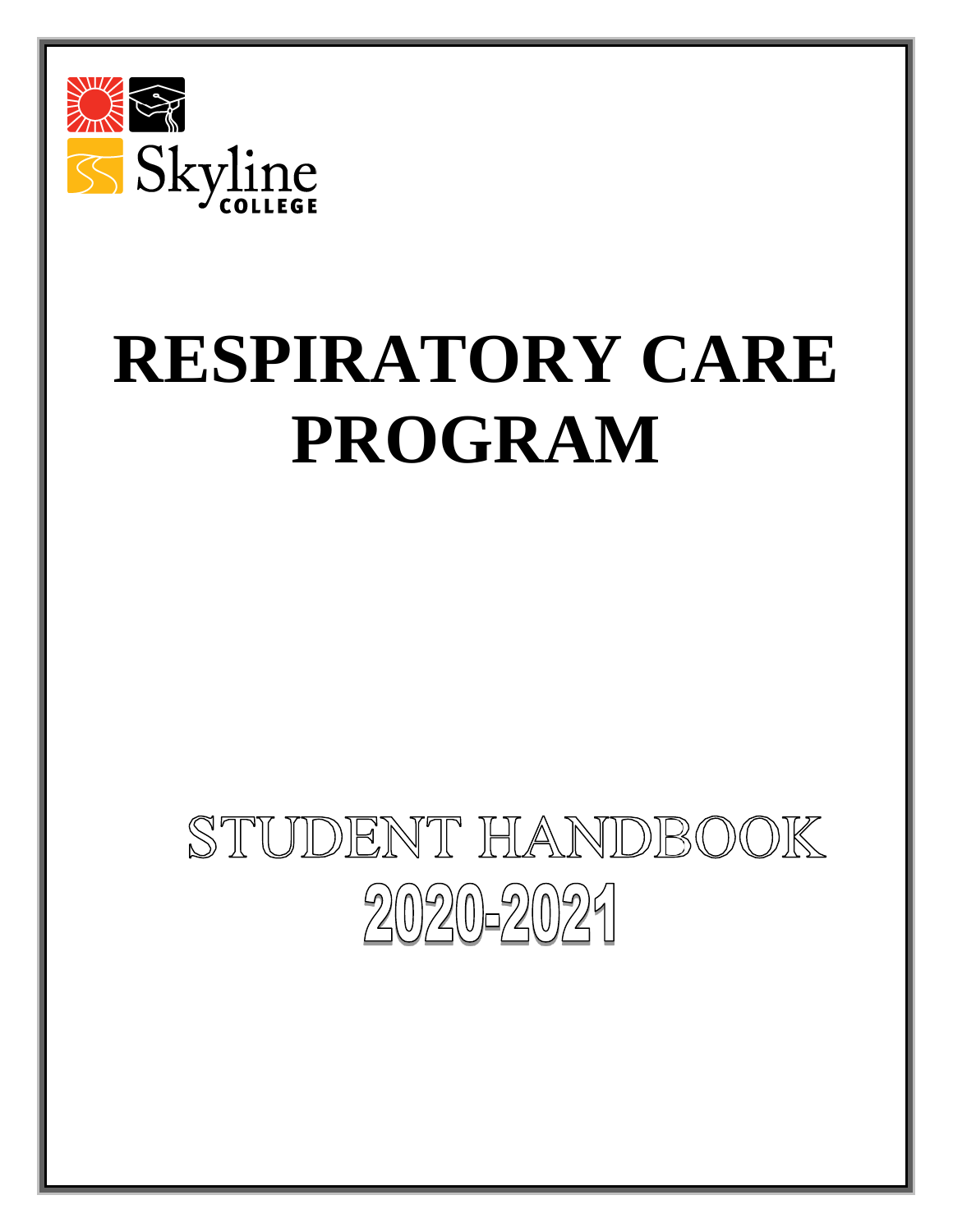Skyline COLLEGE

# RESPIRATORY CARE PROGRAM

## STUDENT HANDBOOK

## 2020-2021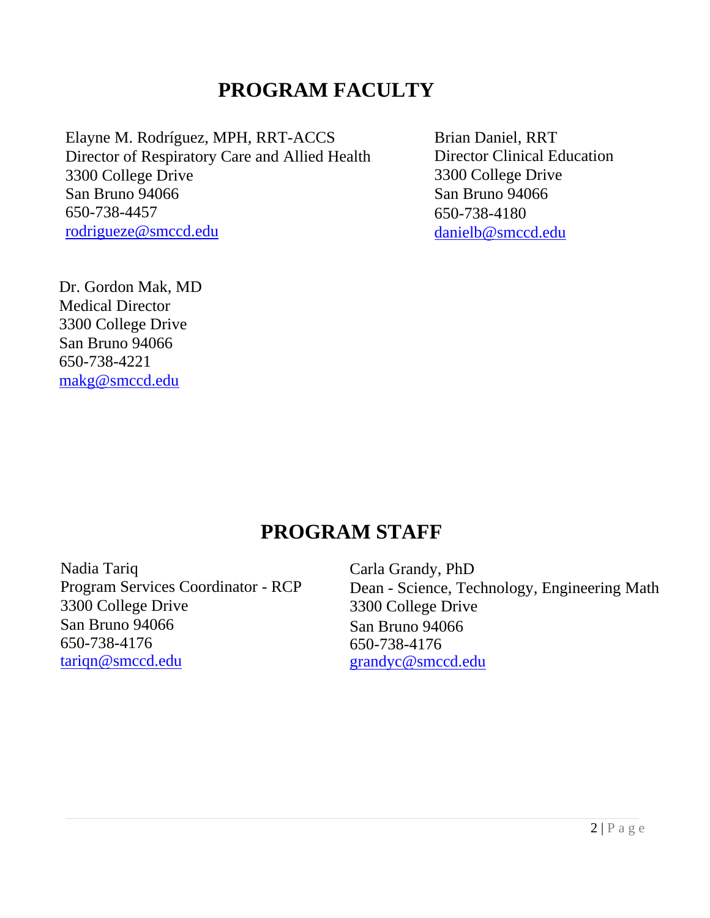# PROGRAM FACULTY

Elayne M. Rodríguez, MPH, RRT-ACCS
Director of Respiratory Care and Allied Health
3300 College Drive
San Bruno 94066
650-738-4457
rodrigueze@smccd.edu

Brian Daniel, RRT
Director Clinical Education
3300 College Drive
San Bruno 94066
650-738-4180
danielb@smccd.edu

Dr. Gordon Mak, MD
Medical Director
3300 College Drive
San Bruno 94066
650-738-4221
makg@smccd.edu

# PROGRAM STAFF

Nadia Tariq
Program Services Coordinator - RCP
3300 College Drive
San Bruno 94066
650-738-4176
tariqn@smccd.edu

Carla Grandy, PhD
Dean - Science, Technology, Engineering Math
3300 College Drive
San Bruno 94066
650-738-4176
grandyc@smccd.edu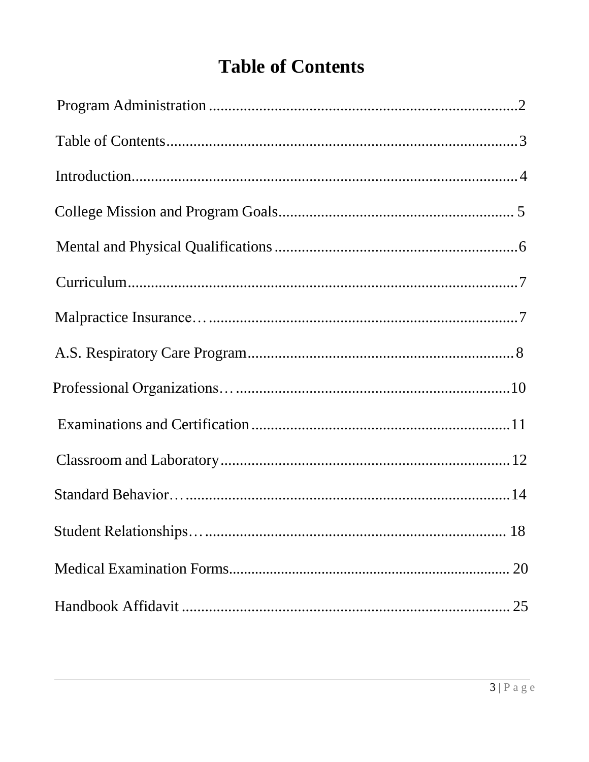# Table of Contents

Program Administration ................................................................................2

Table of Contents............................................................................................3

Introduction.....................................................................................................4

College Mission and Program Goals.............................................................. 5

Mental and Physical Qualifications ................................................................6

Curriculum.......................................................................................................7

Malpractice Insurance… .................................................................................7

A.S. Respiratory Care Program.......................................................................8

Professional Organizations… .........................................................................10

Examinations and Certification .....................................................................11

Classroom and Laboratory.............................................................................12

Standard Behavior… ......................................................................................14

Student Relationships… ................................................................................ 18

Medical Examination Forms.......................................................................... 20

Handbook Affidavit ....................................................................................... 25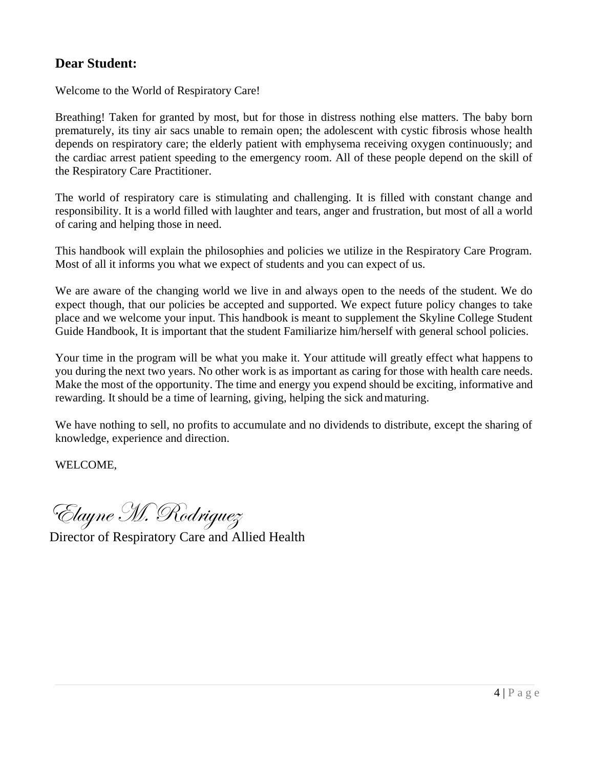**Dear Student:**

Welcome to the World of Respiratory Care!

Breathing! Taken for granted by most, but for those in distress nothing else matters. The baby born prematurely, its tiny air sacs unable to remain open; the adolescent with cystic fibrosis whose health depends on respiratory care; the elderly patient with emphysema receiving oxygen continuously; and the cardiac arrest patient speeding to the emergency room. All of these people depend on the skill of the Respiratory Care Practitioner.

The world of respiratory care is stimulating and challenging. It is filled with constant change and responsibility. It is a world filled with laughter and tears, anger and frustration, but most of all a world of caring and helping those in need.

This handbook will explain the philosophies and policies we utilize in the Respiratory Care Program. Most of all it informs you what we expect of students and you can expect of us.

We are aware of the changing world we live in and always open to the needs of the student. We do expect though, that our policies be accepted and supported. We expect future policy changes to take place and we welcome your input. This handbook is meant to supplement the Skyline College Student Guide Handbook, It is important that the student Familiarize him/herself with general school policies.

Your time in the program will be what you make it. Your attitude will greatly effect what happens to you during the next two years. No other work is as important as caring for those with health care needs. Make the most of the opportunity. The time and energy you expend should be exciting, informative and rewarding. It should be a time of learning, giving, helping the sick and maturing.

We have nothing to sell, no profits to accumulate and no dividends to distribute, except the sharing of knowledge, experience and direction.

WELCOME,

*Elayne M. Rodriguez*

Director of Respiratory Care and Allied Health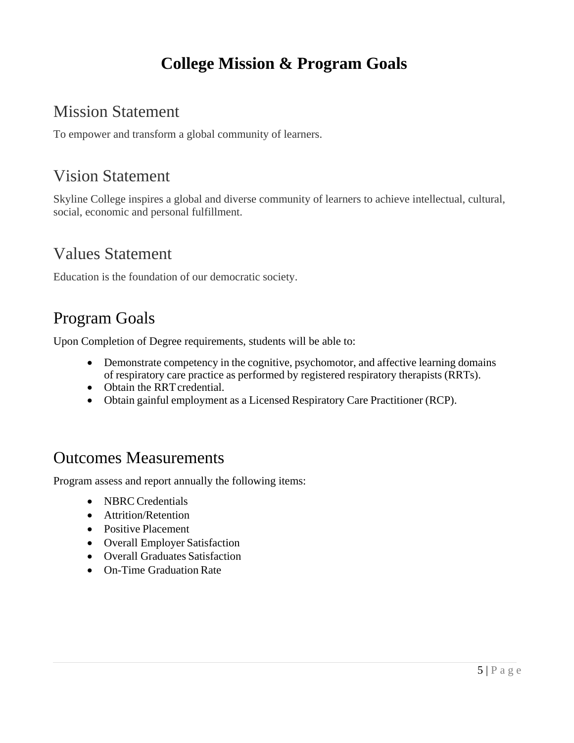# College Mission & Program Goals

## Mission Statement

To empower and transform a global community of learners.

## Vision Statement

Skyline College inspires a global and diverse community of learners to achieve intellectual, cultural, social, economic and personal fulfillment.

## Values Statement

Education is the foundation of our democratic society.

## Program Goals

Upon Completion of Degree requirements, students will be able to:

- Demonstrate competency in the cognitive, psychomotor, and affective learning domains of respiratory care practice as performed by registered respiratory therapists (RRTs).
- Obtain the RRT credential.
- Obtain gainful employment as a Licensed Respiratory Care Practitioner (RCP).

## Outcomes Measurements

Program assess and report annually the following items:

- NBRC Credentials
- Attrition/Retention
- Positive Placement
- Overall Employer Satisfaction
- Overall Graduates Satisfaction
- On-Time Graduation Rate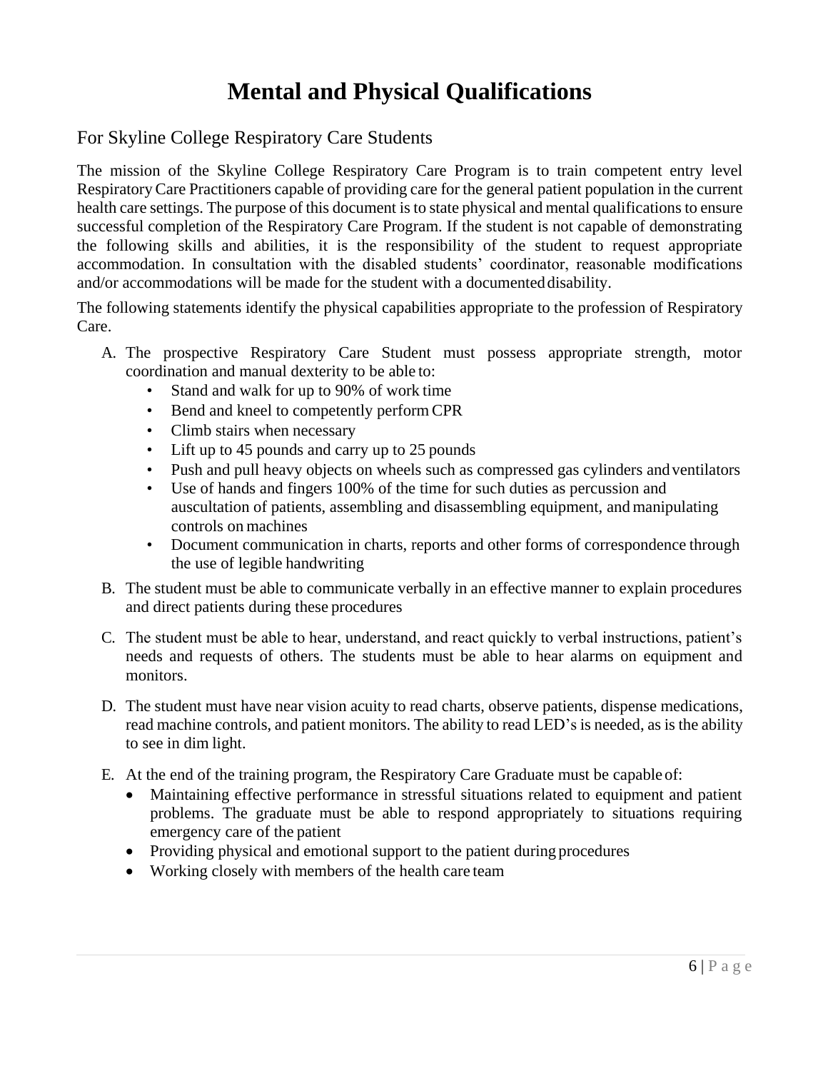# Mental and Physical Qualifications

## For Skyline College Respiratory Care Students

The mission of the Skyline College Respiratory Care Program is to train competent entry level Respiratory Care Practitioners capable of providing care for the general patient population in the current health care settings. The purpose of this document is to state physical and mental qualifications to ensure successful completion of the Respiratory Care Program. If the student is not capable of demonstrating the following skills and abilities, it is the responsibility of the student to request appropriate accommodation. In consultation with the disabled students' coordinator, reasonable modifications and/or accommodations will be made for the student with a documented disability.

The following statements identify the physical capabilities appropriate to the profession of Respiratory Care.

A. The prospective Respiratory Care Student must possess appropriate strength, motor coordination and manual dexterity to be able to:
   - Stand and walk for up to 90% of work time
   - Bend and kneel to competently perform CPR
   - Climb stairs when necessary
   - Lift up to 45 pounds and carry up to 25 pounds
   - Push and pull heavy objects on wheels such as compressed gas cylinders and ventilators
   - Use of hands and fingers 100% of the time for such duties as percussion and auscultation of patients, assembling and disassembling equipment, and manipulating controls on machines
   - Document communication in charts, reports and other forms of correspondence through the use of legible handwriting

B. The student must be able to communicate verbally in an effective manner to explain procedures and direct patients during these procedures

C. The student must be able to hear, understand, and react quickly to verbal instructions, patient's needs and requests of others. The students must be able to hear alarms on equipment and monitors.

D. The student must have near vision acuity to read charts, observe patients, dispense medications, read machine controls, and patient monitors. The ability to read LED's is needed, as is the ability to see in dim light.

E. At the end of the training program, the Respiratory Care Graduate must be capable of:
   - Maintaining effective performance in stressful situations related to equipment and patient problems. The graduate must be able to respond appropriately to situations requiring emergency care of the patient
   - Providing physical and emotional support to the patient during procedures
   - Working closely with members of the health care team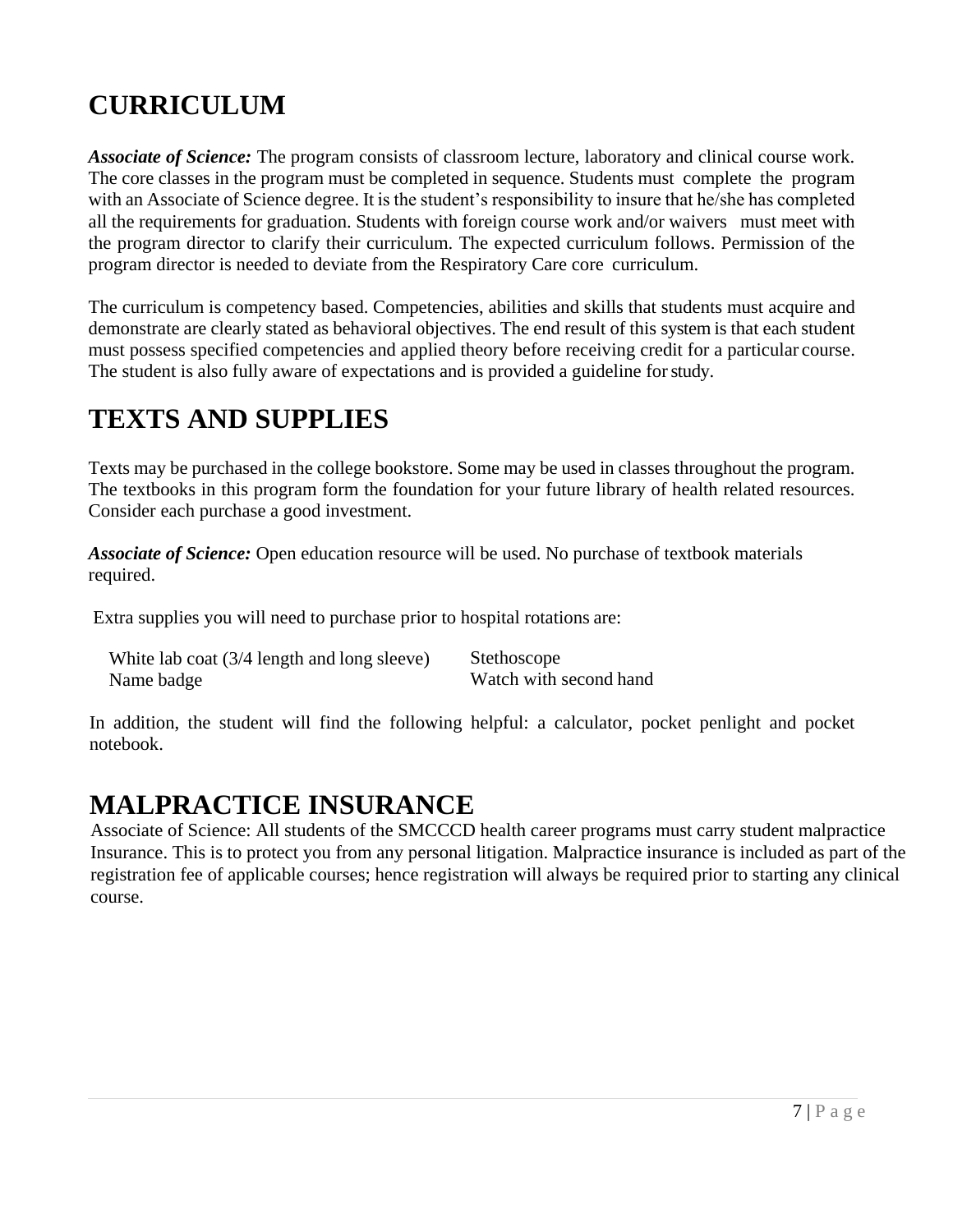# CURRICULUM

***Associate of Science:*** The program consists of classroom lecture, laboratory and clinical course work. The core classes in the program must be completed in sequence. Students must complete the program with an Associate of Science degree. It is the student's responsibility to insure that he/she has completed all the requirements for graduation. Students with foreign course work and/or waivers must meet with the program director to clarify their curriculum. The expected curriculum follows. Permission of the program director is needed to deviate from the Respiratory Care core curriculum.

The curriculum is competency based. Competencies, abilities and skills that students must acquire and demonstrate are clearly stated as behavioral objectives. The end result of this system is that each student must possess specified competencies and applied theory before receiving credit for a particular course. The student is also fully aware of expectations and is provided a guideline for study.

# TEXTS AND SUPPLIES

Texts may be purchased in the college bookstore. Some may be used in classes throughout the program. The textbooks in this program form the foundation for your future library of health related resources. Consider each purchase a good investment.

***Associate of Science:*** Open education resource will be used. No purchase of textbook materials required.

Extra supplies you will need to purchase prior to hospital rotations are:

- White lab coat (3/4 length and long sleeve)
- Name badge
- Stethoscope
- Watch with second hand

In addition, the student will find the following helpful: a calculator, pocket penlight and pocket notebook.

# MALPRACTICE INSURANCE

Associate of Science: All students of the SMCCCD health career programs must carry student malpractice Insurance. This is to protect you from any personal litigation. Malpractice insurance is included as part of the registration fee of applicable courses; hence registration will always be required prior to starting any clinical course.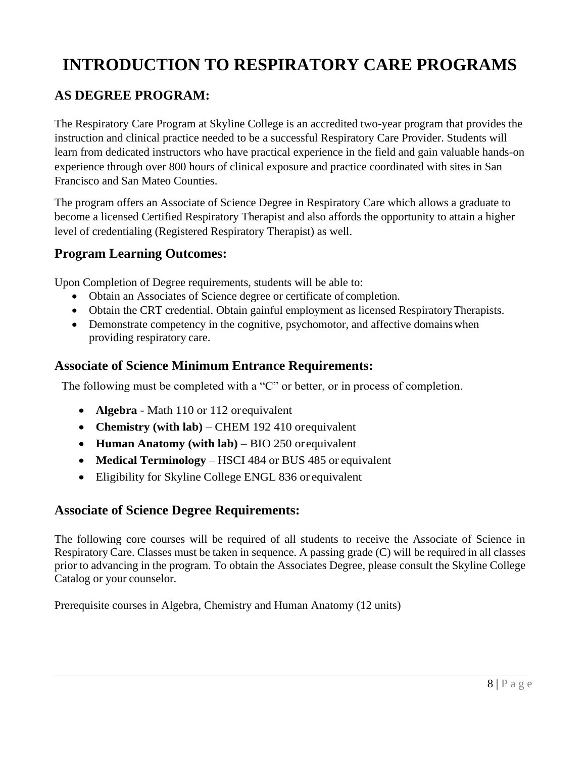# INTRODUCTION TO RESPIRATORY CARE PROGRAMS

## AS DEGREE PROGRAM:

The Respiratory Care Program at Skyline College is an accredited two-year program that provides the instruction and clinical practice needed to be a successful Respiratory Care Provider. Students will learn from dedicated instructors who have practical experience in the field and gain valuable hands-on experience through over 800 hours of clinical exposure and practice coordinated with sites in San Francisco and San Mateo Counties.

The program offers an Associate of Science Degree in Respiratory Care which allows a graduate to become a licensed Certified Respiratory Therapist and also affords the opportunity to attain a higher level of credentialing (Registered Respiratory Therapist) as well.

### Program Learning Outcomes:

Upon Completion of Degree requirements, students will be able to:

- Obtain an Associates of Science degree or certificate of completion.
- Obtain the CRT credential. Obtain gainful employment as licensed Respiratory Therapists.
- Demonstrate competency in the cognitive, psychomotor, and affective domains when providing respiratory care.

### Associate of Science Minimum Entrance Requirements:

The following must be completed with a "C" or better, or in process of completion.

- **Algebra** - Math 110 or 112 or equivalent
- **Chemistry (with lab)** – CHEM 192 410 or equivalent
- **Human Anatomy (with lab)** – BIO 250 or equivalent
- **Medical Terminology** – HSCI 484 or BUS 485 or equivalent
- Eligibility for Skyline College ENGL 836 or equivalent

### Associate of Science Degree Requirements:

The following core courses will be required of all students to receive the Associate of Science in Respiratory Care. Classes must be taken in sequence. A passing grade (C) will be required in all classes prior to advancing in the program. To obtain the Associates Degree, please consult the Skyline College Catalog or your counselor.

Prerequisite courses in Algebra, Chemistry and Human Anatomy (12 units)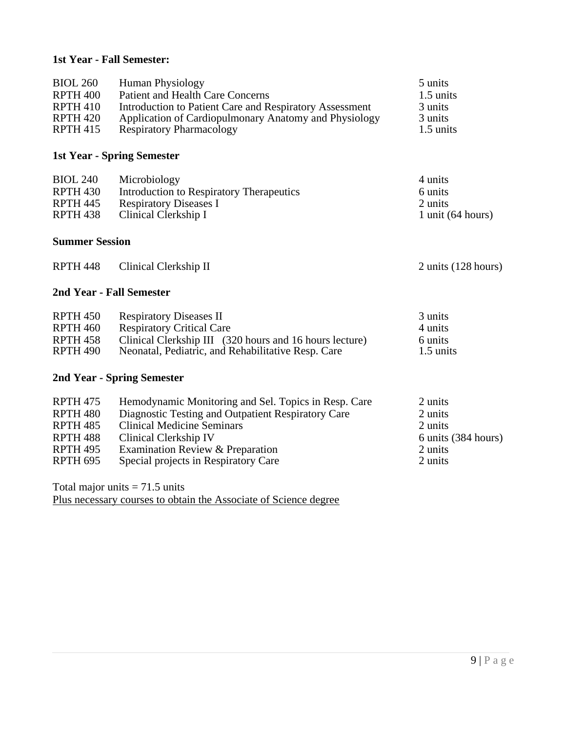**1st Year - Fall Semester:**

| | | |
|---|---|---|
| BIOL 260 | Human Physiology | 5 units |
| RPTH 400 | Patient and Health Care Concerns | 1.5 units |
| RPTH 410 | Introduction to Patient Care and Respiratory Assessment | 3 units |
| RPTH 420 | Application of Cardiopulmonary Anatomy and Physiology | 3 units |
| RPTH 415 | Respiratory Pharmacology | 1.5 units |

**1st Year - Spring Semester**

| | | |
|---|---|---|
| BIOL 240 | Microbiology | 4 units |
| RPTH 430 | Introduction to Respiratory Therapeutics | 6 units |
| RPTH 445 | Respiratory Diseases I | 2 units |
| RPTH 438 | Clinical Clerkship I | 1 unit (64 hours) |

**Summer Session**

| | | |
|---|---|---|
| RPTH 448 | Clinical Clerkship II | 2 units (128 hours) |

**2nd Year - Fall Semester**

| | | |
|---|---|---|
| RPTH 450 | Respiratory Diseases II | 3 units |
| RPTH 460 | Respiratory Critical Care | 4 units |
| RPTH 458 | Clinical Clerkship III (320 hours and 16 hours lecture) | 6 units |
| RPTH 490 | Neonatal, Pediatric, and Rehabilitative Resp. Care | 1.5 units |

**2nd Year - Spring Semester**

| | | |
|---|---|---|
| RPTH 475 | Hemodynamic Monitoring and Sel. Topics in Resp. Care | 2 units |
| RPTH 480 | Diagnostic Testing and Outpatient Respiratory Care | 2 units |
| RPTH 485 | Clinical Medicine Seminars | 2 units |
| RPTH 488 | Clinical Clerkship IV | 6 units (384 hours) |
| RPTH 495 | Examination Review & Preparation | 2 units |
| RPTH 695 | Special projects in Respiratory Care | 2 units |

Total major units = 71.5 units

Plus necessary courses to obtain the Associate of Science degree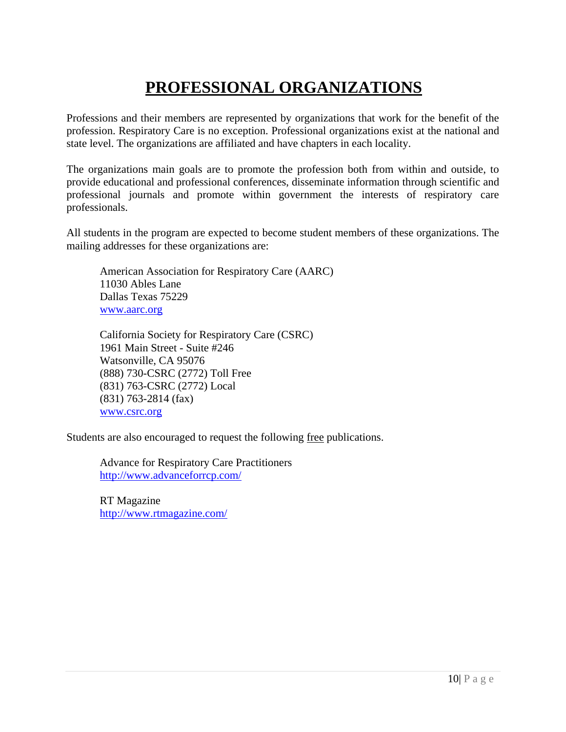# PROFESSIONAL ORGANIZATIONS

Professions and their members are represented by organizations that work for the benefit of the profession. Respiratory Care is no exception. Professional organizations exist at the national and state level. The organizations are affiliated and have chapters in each locality.

The organizations main goals are to promote the profession both from within and outside, to provide educational and professional conferences, disseminate information through scientific and professional journals and promote within government the interests of respiratory care professionals.

All students in the program are expected to become student members of these organizations. The mailing addresses for these organizations are:

> American Association for Respiratory Care (AARC)
> 11030 Ables Lane
> Dallas Texas 75229
> [www.aarc.org](http://www.aarc.org)
>
> California Society for Respiratory Care (CSRC)
> 1961 Main Street - Suite #246
> Watsonville, CA 95076
> (888) 730-CSRC (2772) Toll Free
> (831) 763-CSRC (2772) Local
> (831) 763-2814 (fax)
> [www.csrc.org](http://www.csrc.org)

Students are also encouraged to request the following <u>free</u> publications.

> Advance for Respiratory Care Practitioners
> [http://www.advanceforrcp.com/](http://www.advanceforrcp.com/)
>
> RT Magazine
> [http://www.rtmagazine.com/](http://www.rtmagazine.com/)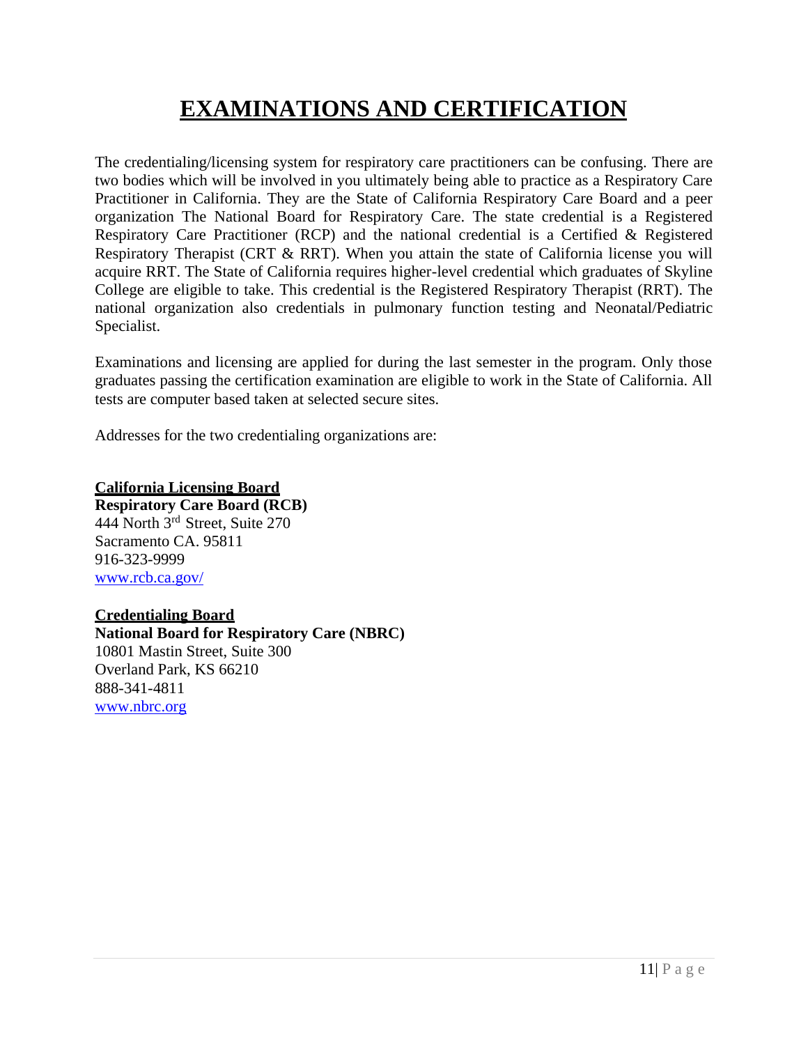# EXAMINATIONS AND CERTIFICATION

The credentialing/licensing system for respiratory care practitioners can be confusing. There are two bodies which will be involved in you ultimately being able to practice as a Respiratory Care Practitioner in California. They are the State of California Respiratory Care Board and a peer organization The National Board for Respiratory Care. The state credential is a Registered Respiratory Care Practitioner (RCP) and the national credential is a Certified & Registered Respiratory Therapist (CRT & RRT). When you attain the state of California license you will acquire RRT. The State of California requires higher-level credential which graduates of Skyline College are eligible to take. This credential is the Registered Respiratory Therapist (RRT). The national organization also credentials in pulmonary function testing and Neonatal/Pediatric Specialist.

Examinations and licensing are applied for during the last semester in the program. Only those graduates passing the certification examination are eligible to work in the State of California. All tests are computer based taken at selected secure sites.

Addresses for the two credentialing organizations are:

**California Licensing Board**
**Respiratory Care Board (RCB)**
444 North 3rd Street, Suite 270
Sacramento CA. 95811
916-323-9999
www.rcb.ca.gov/

**Credentialing Board**
**National Board for Respiratory Care (NBRC)**
10801 Mastin Street, Suite 300
Overland Park, KS 66210
888-341-4811
www.nbrc.org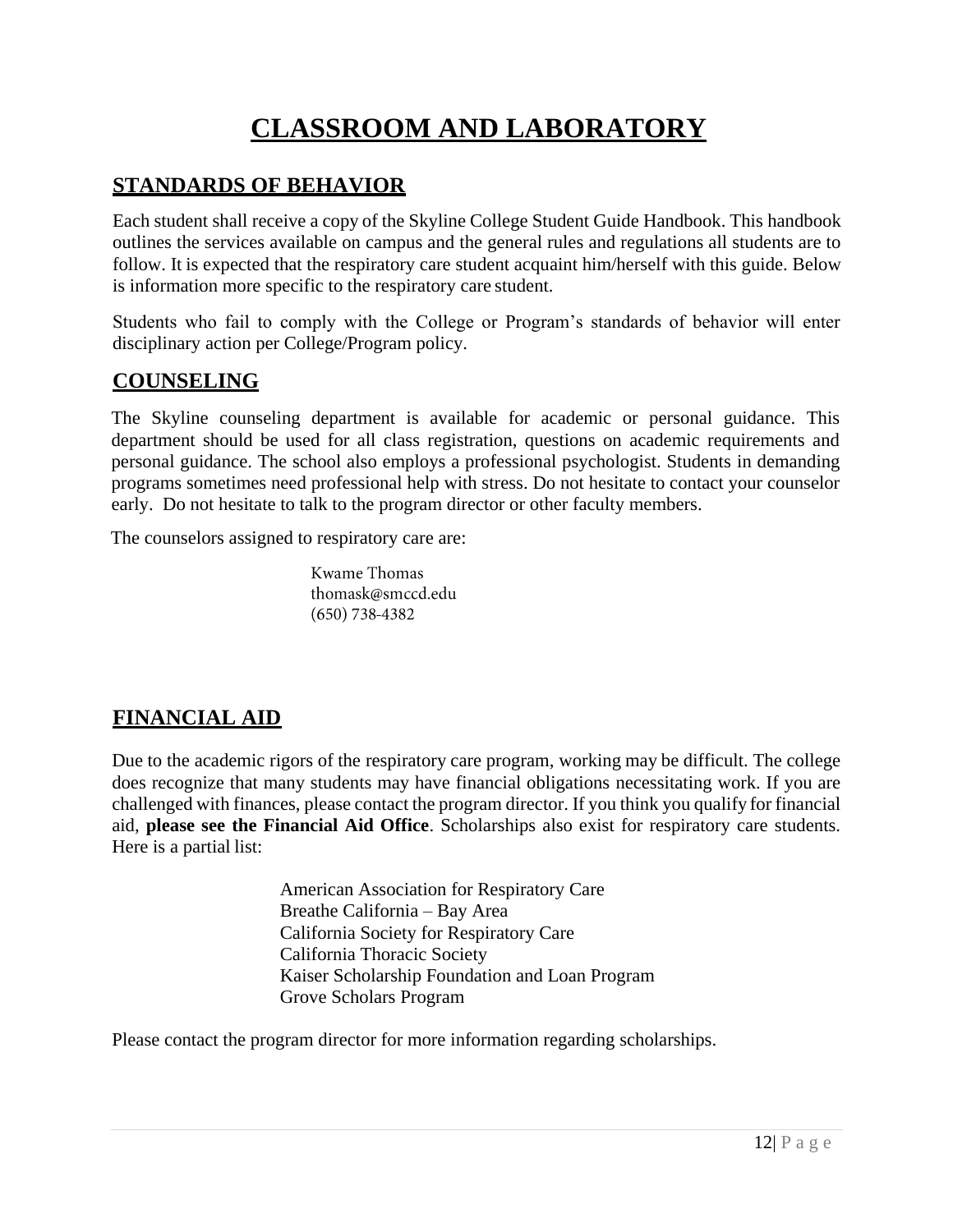# CLASSROOM AND LABORATORY

## STANDARDS OF BEHAVIOR

Each student shall receive a copy of the Skyline College Student Guide Handbook. This handbook outlines the services available on campus and the general rules and regulations all students are to follow. It is expected that the respiratory care student acquaint him/herself with this guide. Below is information more specific to the respiratory care student.

Students who fail to comply with the College or Program's standards of behavior will enter disciplinary action per College/Program policy.

## COUNSELING

The Skyline counseling department is available for academic or personal guidance. This department should be used for all class registration, questions on academic requirements and personal guidance. The school also employs a professional psychologist. Students in demanding programs sometimes need professional help with stress. Do not hesitate to contact your counselor early. Do not hesitate to talk to the program director or other faculty members.

The counselors assigned to respiratory care are:

Kwame Thomas
thomask@smccd.edu
(650) 738-4382

## FINANCIAL AID

Due to the academic rigors of the respiratory care program, working may be difficult. The college does recognize that many students may have financial obligations necessitating work. If you are challenged with finances, please contact the program director. If you think you qualify for financial aid, **please see the Financial Aid Office**. Scholarships also exist for respiratory care students. Here is a partial list:

American Association for Respiratory Care
Breathe California – Bay Area
California Society for Respiratory Care
California Thoracic Society
Kaiser Scholarship Foundation and Loan Program
Grove Scholars Program

Please contact the program director for more information regarding scholarships.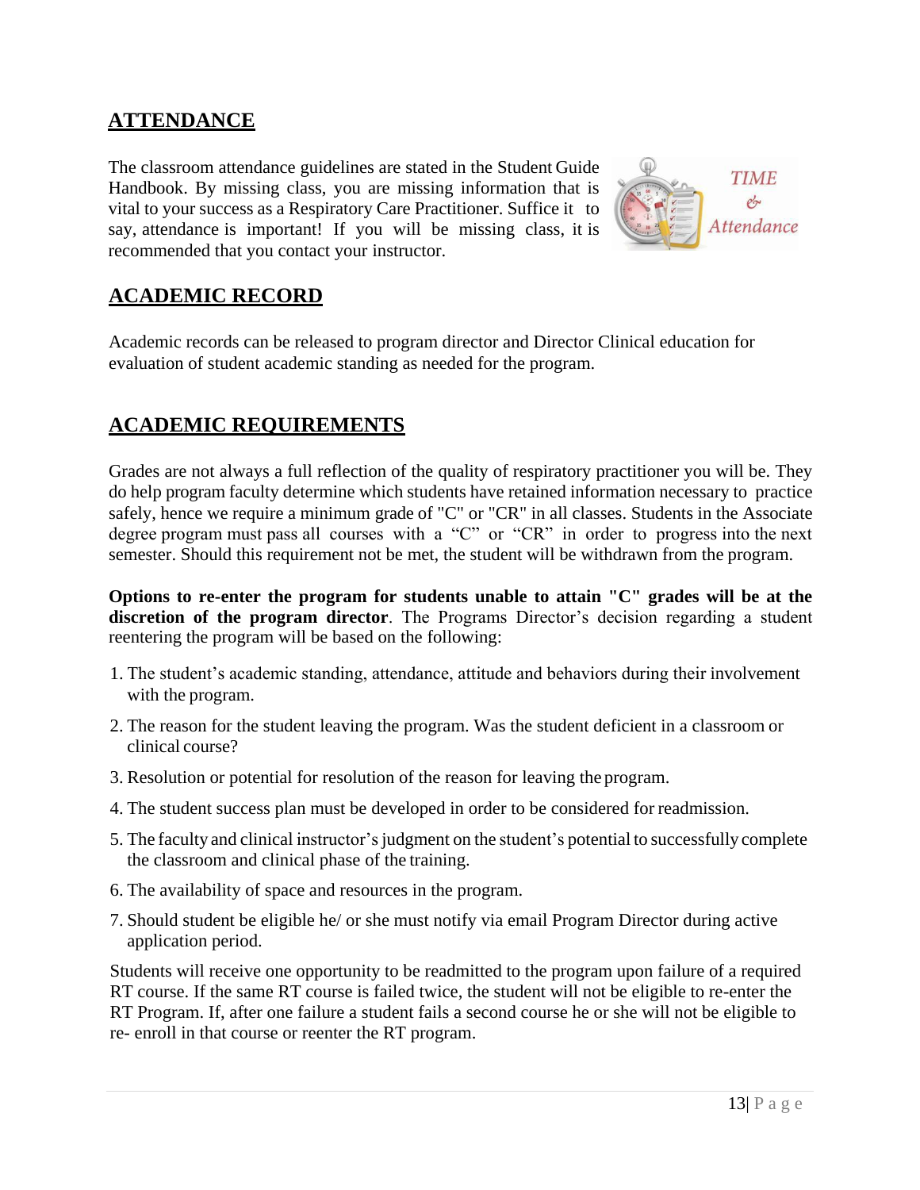## ATTENDANCE

The classroom attendance guidelines are stated in the Student Guide Handbook. By missing class, you are missing information that is vital to your success as a Respiratory Care Practitioner. Suffice it to say, attendance is important! If you will be missing class, it is recommended that you contact your instructor.

## ACADEMIC RECORD

Academic records can be released to program director and Director Clinical education for evaluation of student academic standing as needed for the program.

## ACADEMIC REQUIREMENTS

Grades are not always a full reflection of the quality of respiratory practitioner you will be. They do help program faculty determine which students have retained information necessary to practice safely, hence we require a minimum grade of "C" or "CR" in all classes. Students in the Associate degree program must pass all courses with a "C" or "CR" in order to progress into the next semester. Should this requirement not be met, the student will be withdrawn from the program.

**Options to re-enter the program for students unable to attain "C" grades will be at the discretion of the program director**. The Programs Director's decision regarding a student reentering the program will be based on the following:

1. The student's academic standing, attendance, attitude and behaviors during their involvement with the program.
2. The reason for the student leaving the program. Was the student deficient in a classroom or clinical course?
3. Resolution or potential for resolution of the reason for leaving the program.
4. The student success plan must be developed in order to be considered for readmission.
5. The faculty and clinical instructor's judgment on the student's potential to successfully complete the classroom and clinical phase of the training.
6. The availability of space and resources in the program.
7. Should student be eligible he/ or she must notify via email Program Director during active application period.

Students will receive one opportunity to be readmitted to the program upon failure of a required RT course. If the same RT course is failed twice, the student will not be eligible to re-enter the RT Program. If, after one failure a student fails a second course he or she will not be eligible to re- enroll in that course or reenter the RT program.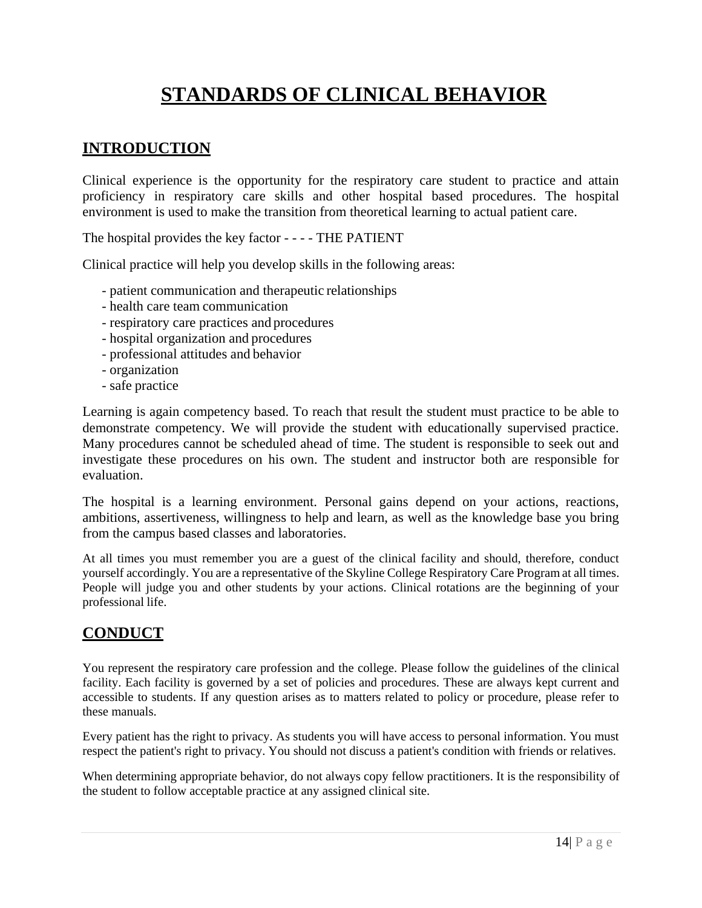# STANDARDS OF CLINICAL BEHAVIOR

## INTRODUCTION

Clinical experience is the opportunity for the respiratory care student to practice and attain proficiency in respiratory care skills and other hospital based procedures. The hospital environment is used to make the transition from theoretical learning to actual patient care.

The hospital provides the key factor - - - - THE PATIENT

Clinical practice will help you develop skills in the following areas:

- patient communication and therapeutic relationships
- health care team communication
- respiratory care practices and procedures
- hospital organization and procedures
- professional attitudes and behavior
- organization
- safe practice

Learning is again competency based. To reach that result the student must practice to be able to demonstrate competency. We will provide the student with educationally supervised practice. Many procedures cannot be scheduled ahead of time. The student is responsible to seek out and investigate these procedures on his own. The student and instructor both are responsible for evaluation.

The hospital is a learning environment. Personal gains depend on your actions, reactions, ambitions, assertiveness, willingness to help and learn, as well as the knowledge base you bring from the campus based classes and laboratories.

At all times you must remember you are a guest of the clinical facility and should, therefore, conduct yourself accordingly. You are a representative of the Skyline College Respiratory Care Program at all times. People will judge you and other students by your actions. Clinical rotations are the beginning of your professional life.

## CONDUCT

You represent the respiratory care profession and the college. Please follow the guidelines of the clinical facility. Each facility is governed by a set of policies and procedures. These are always kept current and accessible to students. If any question arises as to matters related to policy or procedure, please refer to these manuals.

Every patient has the right to privacy. As students you will have access to personal information. You must respect the patient's right to privacy. You should not discuss a patient's condition with friends or relatives.

When determining appropriate behavior, do not always copy fellow practitioners. It is the responsibility of the student to follow acceptable practice at any assigned clinical site.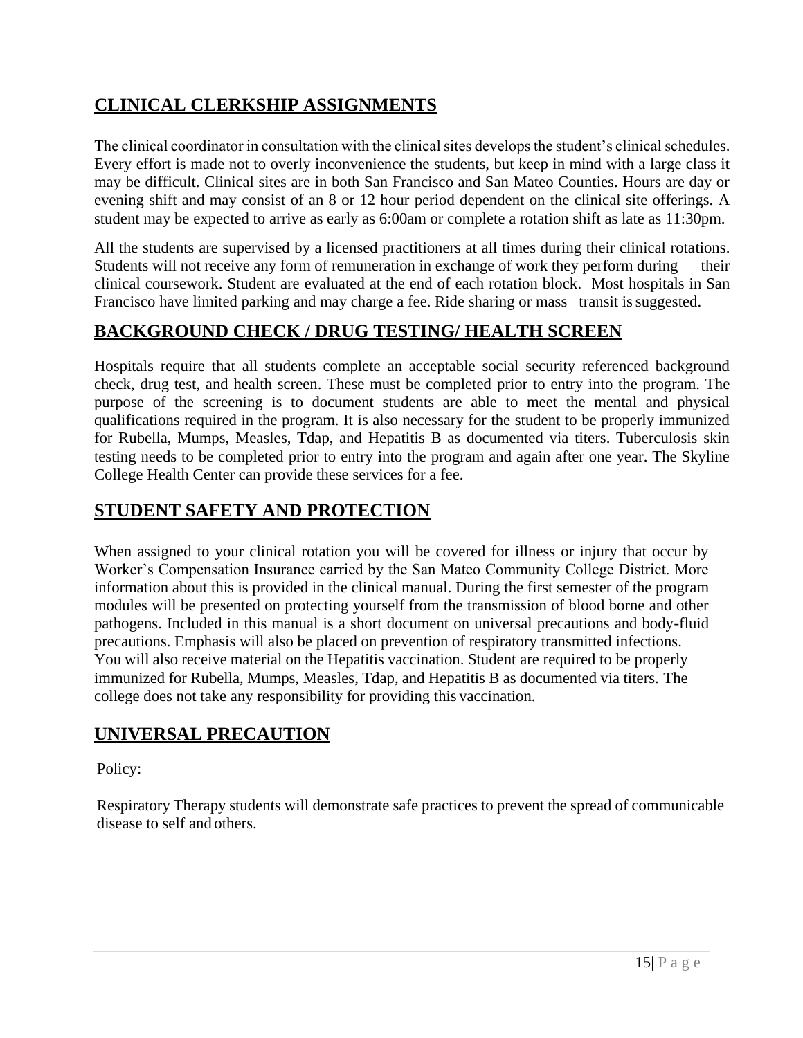## CLINICAL CLERKSHIP ASSIGNMENTS

The clinical coordinator in consultation with the clinical sites develops the student's clinical schedules. Every effort is made not to overly inconvenience the students, but keep in mind with a large class it may be difficult. Clinical sites are in both San Francisco and San Mateo Counties. Hours are day or evening shift and may consist of an 8 or 12 hour period dependent on the clinical site offerings. A student may be expected to arrive as early as 6:00am or complete a rotation shift as late as 11:30pm.

All the students are supervised by a licensed practitioners at all times during their clinical rotations. Students will not receive any form of remuneration in exchange of work they perform during their clinical coursework. Student are evaluated at the end of each rotation block. Most hospitals in San Francisco have limited parking and may charge a fee. Ride sharing or mass transit is suggested.

## BACKGROUND CHECK / DRUG TESTING/ HEALTH SCREEN

Hospitals require that all students complete an acceptable social security referenced background check, drug test, and health screen. These must be completed prior to entry into the program. The purpose of the screening is to document students are able to meet the mental and physical qualifications required in the program. It is also necessary for the student to be properly immunized for Rubella, Mumps, Measles, Tdap, and Hepatitis B as documented via titers. Tuberculosis skin testing needs to be completed prior to entry into the program and again after one year. The Skyline College Health Center can provide these services for a fee.

## STUDENT SAFETY AND PROTECTION

When assigned to your clinical rotation you will be covered for illness or injury that occur by Worker's Compensation Insurance carried by the San Mateo Community College District. More information about this is provided in the clinical manual. During the first semester of the program modules will be presented on protecting yourself from the transmission of blood borne and other pathogens. Included in this manual is a short document on universal precautions and body-fluid precautions. Emphasis will also be placed on prevention of respiratory transmitted infections. You will also receive material on the Hepatitis vaccination. Student are required to be properly immunized for Rubella, Mumps, Measles, Tdap, and Hepatitis B as documented via titers. The college does not take any responsibility for providing this vaccination.

## UNIVERSAL PRECAUTION

Policy:

Respiratory Therapy students will demonstrate safe practices to prevent the spread of communicable disease to self and others.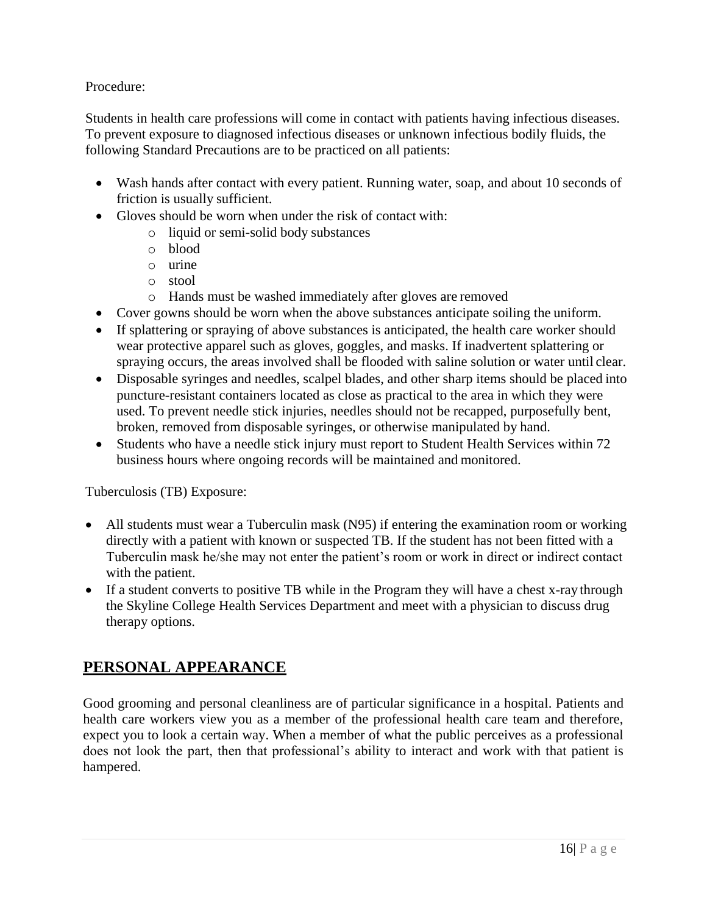Procedure:

Students in health care professions will come in contact with patients having infectious diseases. To prevent exposure to diagnosed infectious diseases or unknown infectious bodily fluids, the following Standard Precautions are to be practiced on all patients:

- Wash hands after contact with every patient. Running water, soap, and about 10 seconds of friction is usually sufficient.
- Gloves should be worn when under the risk of contact with:
  - liquid or semi-solid body substances
  - blood
  - urine
  - stool
  - Hands must be washed immediately after gloves are removed
- Cover gowns should be worn when the above substances anticipate soiling the uniform.
- If splattering or spraying of above substances is anticipated, the health care worker should wear protective apparel such as gloves, goggles, and masks. If inadvertent splattering or spraying occurs, the areas involved shall be flooded with saline solution or water until clear.
- Disposable syringes and needles, scalpel blades, and other sharp items should be placed into puncture-resistant containers located as close as practical to the area in which they were used. To prevent needle stick injuries, needles should not be recapped, purposefully bent, broken, removed from disposable syringes, or otherwise manipulated by hand.
- Students who have a needle stick injury must report to Student Health Services within 72 business hours where ongoing records will be maintained and monitored.

Tuberculosis (TB) Exposure:

- All students must wear a Tuberculin mask (N95) if entering the examination room or working directly with a patient with known or suspected TB. If the student has not been fitted with a Tuberculin mask he/she may not enter the patient's room or work in direct or indirect contact with the patient.
- If a student converts to positive TB while in the Program they will have a chest x-ray through the Skyline College Health Services Department and meet with a physician to discuss drug therapy options.

## PERSONAL APPEARANCE

Good grooming and personal cleanliness are of particular significance in a hospital. Patients and health care workers view you as a member of the professional health care team and therefore, expect you to look a certain way. When a member of what the public perceives as a professional does not look the part, then that professional's ability to interact and work with that patient is hampered.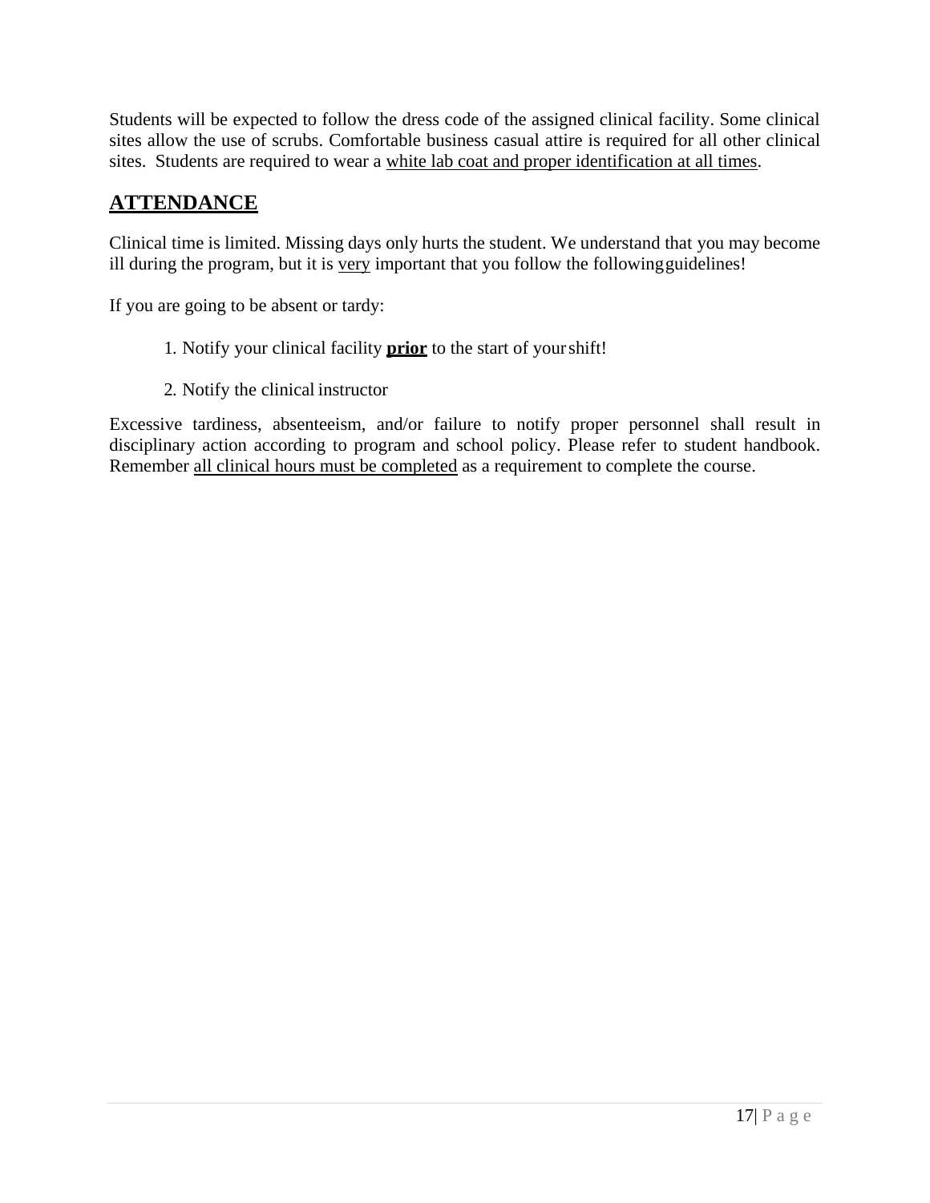Students will be expected to follow the dress code of the assigned clinical facility. Some clinical sites allow the use of scrubs. Comfortable business casual attire is required for all other clinical sites. Students are required to wear a <u>white lab coat and proper identification at all times</u>.

## ATTENDANCE

Clinical time is limited. Missing days only hurts the student. We understand that you may become ill during the program, but it is <u>very</u> important that you follow the following guidelines!

If you are going to be absent or tardy:

1. Notify your clinical facility **<u>prior</u>** to the start of your shift!
2. Notify the clinical instructor

Excessive tardiness, absenteeism, and/or failure to notify proper personnel shall result in disciplinary action according to program and school policy. Please refer to student handbook. Remember <u>all clinical hours must be completed</u> as a requirement to complete the course.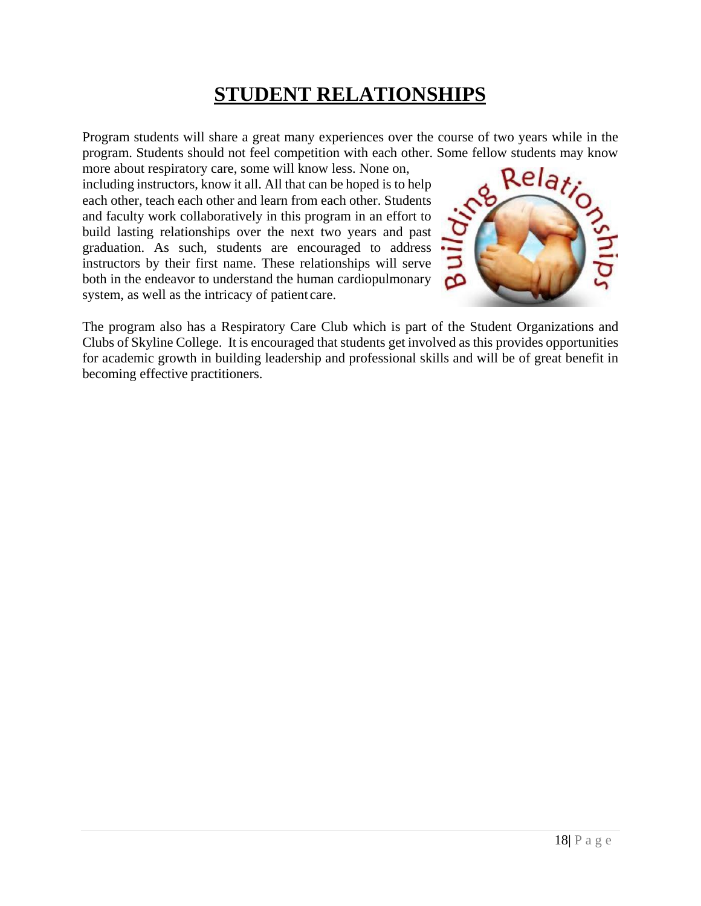# STUDENT RELATIONSHIPS

Program students will share a great many experiences over the course of two years while in the program. Students should not feel competition with each other. Some fellow students may know more about respiratory care, some will know less. None on, including instructors, know it all. All that can be hoped is to help each other, teach each other and learn from each other. Students and faculty work collaboratively in this program in an effort to build lasting relationships over the next two years and past graduation. As such, students are encouraged to address instructors by their first name. These relationships will serve both in the endeavor to understand the human cardiopulmonary system, as well as the intricacy of patient care.

The program also has a Respiratory Care Club which is part of the Student Organizations and Clubs of Skyline College. It is encouraged that students get involved as this provides opportunities for academic growth in building leadership and professional skills and will be of great benefit in becoming effective practitioners.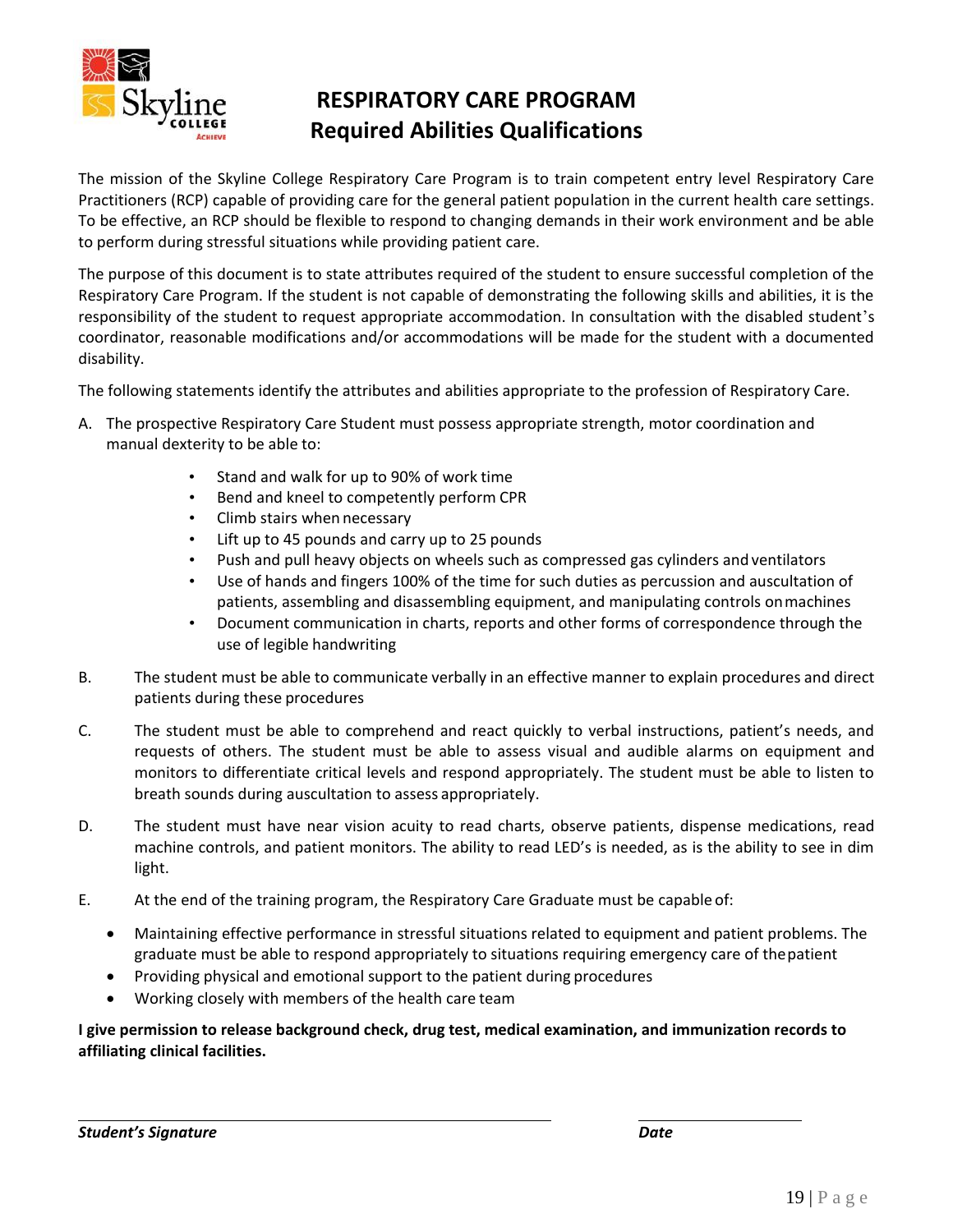# RESPIRATORY CARE PROGRAM
## Required Abilities Qualifications

The mission of the Skyline College Respiratory Care Program is to train competent entry level Respiratory Care Practitioners (RCP) capable of providing care for the general patient population in the current health care settings. To be effective, an RCP should be flexible to respond to changing demands in their work environment and be able to perform during stressful situations while providing patient care.

The purpose of this document is to state attributes required of the student to ensure successful completion of the Respiratory Care Program. If the student is not capable of demonstrating the following skills and abilities, it is the responsibility of the student to request appropriate accommodation. In consultation with the disabled student's coordinator, reasonable modifications and/or accommodations will be made for the student with a documented disability.

The following statements identify the attributes and abilities appropriate to the profession of Respiratory Care.

A. The prospective Respiratory Care Student must possess appropriate strength, motor coordination and manual dexterity to be able to:
   - Stand and walk for up to 90% of work time
   - Bend and kneel to competently perform CPR
   - Climb stairs when necessary
   - Lift up to 45 pounds and carry up to 25 pounds
   - Push and pull heavy objects on wheels such as compressed gas cylinders and ventilators
   - Use of hands and fingers 100% of the time for such duties as percussion and auscultation of patients, assembling and disassembling equipment, and manipulating controls on machines
   - Document communication in charts, reports and other forms of correspondence through the use of legible handwriting

B. The student must be able to communicate verbally in an effective manner to explain procedures and direct patients during these procedures

C. The student must be able to comprehend and react quickly to verbal instructions, patient's needs, and requests of others. The student must be able to assess visual and audible alarms on equipment and monitors to differentiate critical levels and respond appropriately. The student must be able to listen to breath sounds during auscultation to assess appropriately.

D. The student must have near vision acuity to read charts, observe patients, dispense medications, read machine controls, and patient monitors. The ability to read LED's is needed, as is the ability to see in dim light.

E. At the end of the training program, the Respiratory Care Graduate must be capable of:
   - Maintaining effective performance in stressful situations related to equipment and patient problems. The graduate must be able to respond appropriately to situations requiring emergency care of the patient
   - Providing physical and emotional support to the patient during procedures
   - Working closely with members of the health care team

**I give permission to release background check, drug test, medical examination, and immunization records to affiliating clinical facilities.**

_______________________________________ &nbsp;&nbsp;&nbsp;&nbsp;&nbsp;&nbsp;&nbsp;&nbsp; ____________________

***Student's Signature*** &nbsp;&nbsp;&nbsp;&nbsp;&nbsp;&nbsp;&nbsp;&nbsp;&nbsp;&nbsp;&nbsp;&nbsp;&nbsp;&nbsp;&nbsp;&nbsp;&nbsp;&nbsp;&nbsp;&nbsp;&nbsp;&nbsp;&nbsp;&nbsp;&nbsp;&nbsp;&nbsp;&nbsp;&nbsp;&nbsp;&nbsp;&nbsp; ***Date***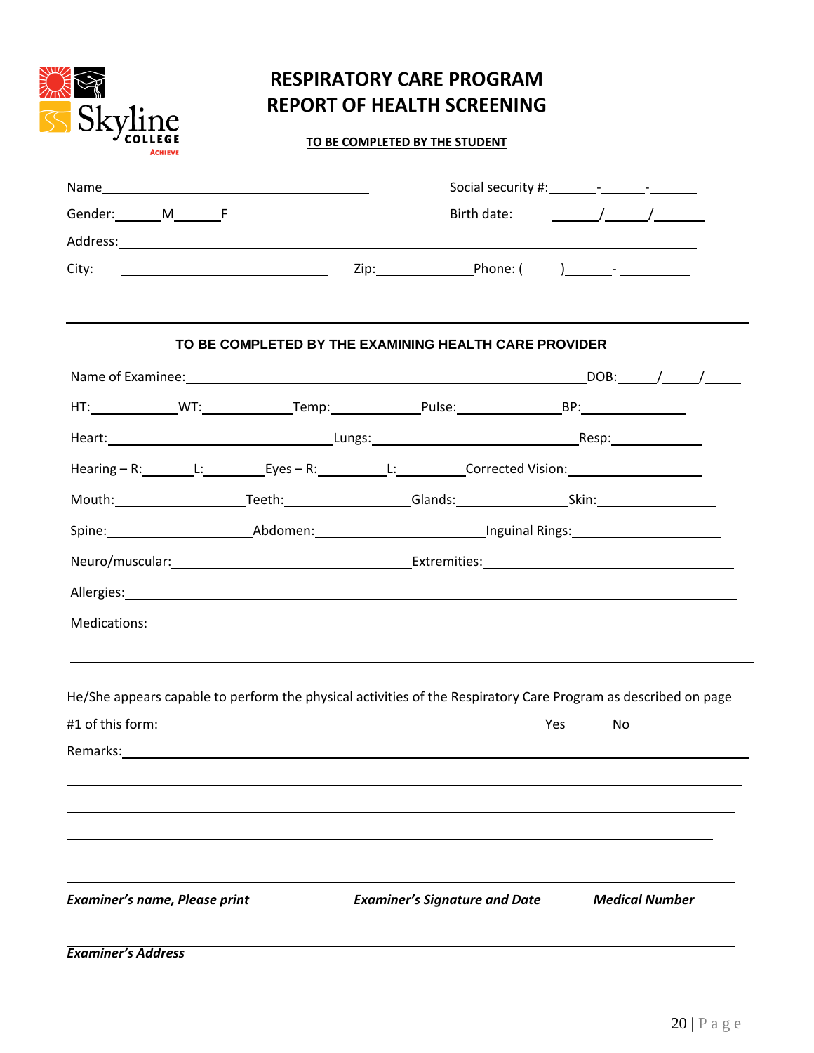# RESPIRATORY CARE PROGRAM
# REPORT OF HEALTH SCREENING

**TO BE COMPLETED BY THE STUDENT**

Name\_\_\_\_\_\_\_\_\_\_\_\_\_\_\_\_\_\_\_\_\_\_\_\_\_\_\_\_\_\_ Social security #:\_\_\_\_\_\_-\_\_\_\_\_\_-\_\_\_\_\_\_

Gender:\_\_\_\_\_\_M\_\_\_\_\_\_F Birth date: \_\_\_\_\_\_/\_\_\_\_\_\_/\_\_\_\_\_\_

Address:\_\_\_\_\_\_\_\_\_\_\_\_\_\_\_\_\_\_\_\_\_\_\_\_\_\_\_\_\_\_\_\_\_\_\_\_\_\_\_\_\_\_\_\_\_\_\_\_\_\_\_\_

City: \_\_\_\_\_\_\_\_\_\_\_\_\_\_\_\_\_\_\_\_ Zip:\_\_\_\_\_\_\_\_\_\_\_\_Phone: (      )\_\_\_\_\_\_- \_\_\_\_\_\_\_\_

---

**TO BE COMPLETED BY THE EXAMINING HEALTH CARE PROVIDER**

Name of Examinee:\_\_\_\_\_\_\_\_\_\_\_\_\_\_\_\_\_\_\_\_\_\_\_\_\_\_\_\_\_\_\_\_\_\_\_\_\_\_DOB:\_\_\_\_\_/\_\_\_\_\_/\_\_\_\_\_

HT:\_\_\_\_\_\_\_\_\_\_WT:\_\_\_\_\_\_\_\_\_\_Temp:\_\_\_\_\_\_\_\_\_\_Pulse:\_\_\_\_\_\_\_\_\_\_\_BP:\_\_\_\_\_\_\_\_\_\_\_

Heart:\_\_\_\_\_\_\_\_\_\_\_\_\_\_\_\_\_\_\_\_\_\_\_\_Lungs:\_\_\_\_\_\_\_\_\_\_\_\_\_\_\_\_\_\_\_\_\_\_\_Resp:\_\_\_\_\_\_\_\_\_\_

Hearing – R:\_\_\_\_\_\_\_L:\_\_\_\_\_\_\_\_Eyes – R:\_\_\_\_\_\_\_\_L:\_\_\_\_\_\_\_\_Corrected Vision:\_\_\_\_\_\_\_\_\_\_\_\_\_\_

Mouth:\_\_\_\_\_\_\_\_\_\_\_\_\_\_Teeth:\_\_\_\_\_\_\_\_\_\_\_\_\_\_Glands:\_\_\_\_\_\_\_\_\_\_\_\_\_Skin:\_\_\_\_\_\_\_\_\_\_\_\_\_

Spine:\_\_\_\_\_\_\_\_\_\_\_\_\_\_\_\_Abdomen:\_\_\_\_\_\_\_\_\_\_\_\_\_\_\_\_\_\_\_\_Inguinal Rings:\_\_\_\_\_\_\_\_\_\_\_\_\_\_\_\_

Neuro/muscular:\_\_\_\_\_\_\_\_\_\_\_\_\_\_\_\_\_\_\_\_\_\_\_\_\_\_\_Extremities:\_\_\_\_\_\_\_\_\_\_\_\_\_\_\_\_\_\_\_\_\_\_\_\_\_\_\_\_

Allergies:\_\_\_\_\_\_\_\_\_\_\_\_\_\_\_\_\_\_\_\_\_\_\_\_\_\_\_\_\_\_\_\_\_\_\_\_\_\_\_\_\_\_\_\_\_\_\_\_\_\_\_\_\_\_\_\_\_\_\_\_\_\_

Medications:\_\_\_\_\_\_\_\_\_\_\_\_\_\_\_\_\_\_\_\_\_\_\_\_\_\_\_\_\_\_\_\_\_\_\_\_\_\_\_\_\_\_\_\_\_\_\_\_\_\_\_\_\_\_\_\_\_\_\_\_

---

He/She appears capable to perform the physical activities of the Respiratory Care Program as described on page #1 of this form: Yes\_\_\_\_\_\_No\_\_\_\_\_\_\_

Remarks:\_\_\_\_\_\_\_\_\_\_\_\_\_\_\_\_\_\_\_\_\_\_\_\_\_\_\_\_\_\_\_\_\_\_\_\_\_\_\_\_\_\_\_\_\_\_\_\_\_\_\_\_\_\_\_\_\_\_\_\_\_\_\_\_

\_\_\_\_\_\_\_\_\_\_\_\_\_\_\_\_\_\_\_\_\_\_\_\_\_\_\_\_\_\_\_\_\_\_\_\_\_\_\_\_\_\_\_\_\_\_\_\_\_\_\_\_\_\_\_\_\_\_\_\_\_\_\_\_\_\_\_\_\_\_\_\_

\_\_\_\_\_\_\_\_\_\_\_\_\_\_\_\_\_\_\_\_\_\_\_\_\_\_\_\_\_\_\_\_\_\_\_\_\_\_\_\_\_\_\_\_\_\_\_\_\_\_\_\_\_\_\_\_\_\_\_\_\_\_\_\_\_\_\_\_\_\_\_\_

\_\_\_\_\_\_\_\_\_\_\_\_\_\_\_\_\_\_\_\_\_\_\_\_\_\_\_\_\_\_\_\_\_\_\_\_\_\_\_\_\_\_\_\_\_\_\_\_\_\_\_\_\_\_\_\_\_\_\_\_\_\_\_\_\_\_\_\_\_\_\_\_

\_\_\_\_\_\_\_\_\_\_\_\_\_\_\_\_\_\_\_\_\_\_\_\_\_\_\_\_\_\_\_\_\_\_\_\_\_\_\_\_\_\_\_\_\_\_\_\_\_\_\_\_\_\_\_\_\_\_\_\_\_\_\_\_\_\_\_\_\_\_\_\_

***Examiner's name, Please print*** ***Examiner's Signature and Date*** ***Medical Number***

\_\_\_\_\_\_\_\_\_\_\_\_\_\_\_\_\_\_\_\_\_\_\_\_\_\_\_\_\_\_\_\_\_\_\_\_\_\_\_\_\_\_\_\_\_\_\_\_\_\_\_\_\_\_\_\_\_\_\_\_\_\_\_\_\_\_\_\_\_\_\_\_

***Examiner's Address***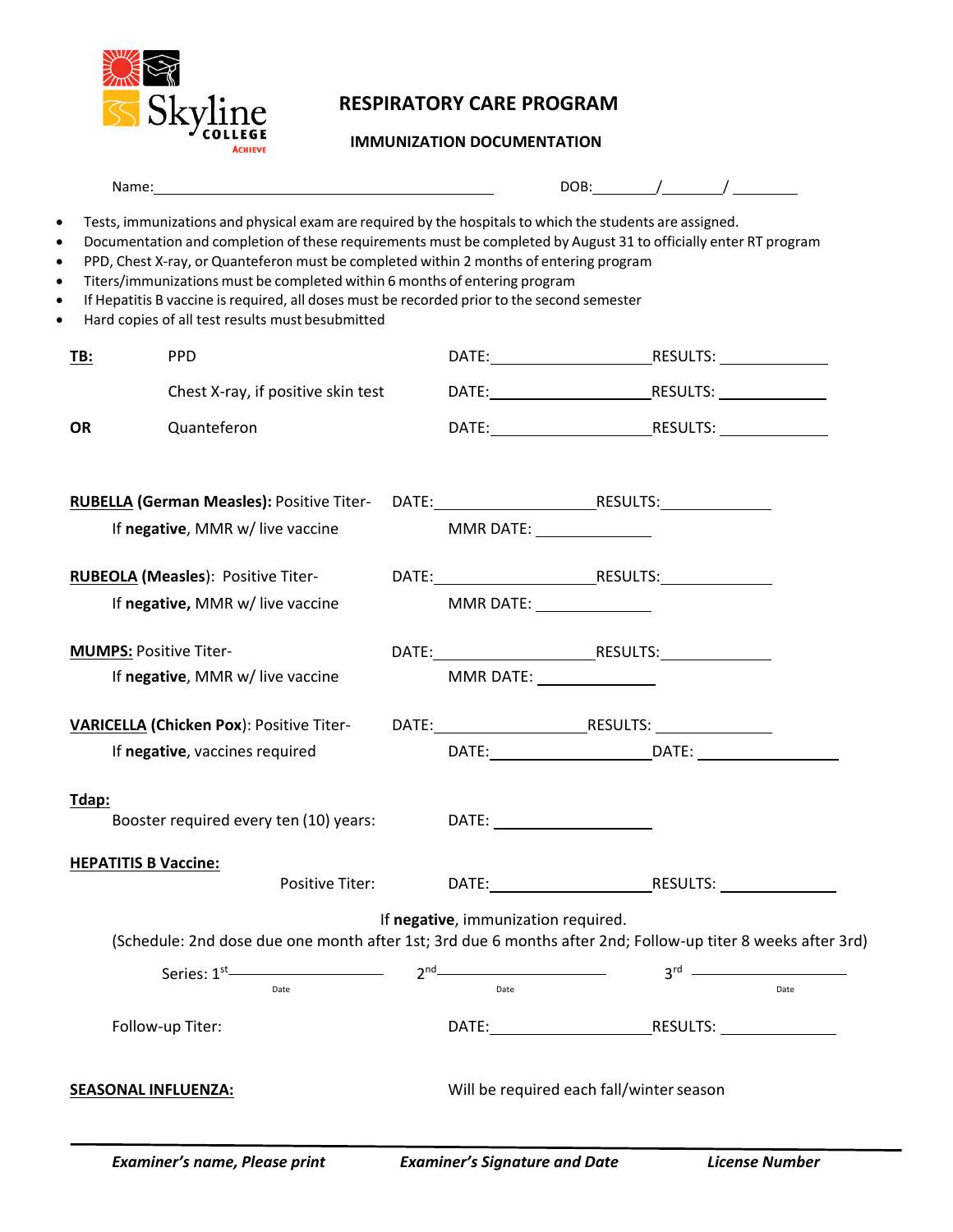Skyline COLLEGE Achieve

# RESPIRATORY CARE PROGRAM

## IMMUNIZATION DOCUMENTATION

Name:______________________________________ DOB:_______/_______/ ________

- Tests, immunizations and physical exam are required by the hospitals to which the students are assigned.
- Documentation and completion of these requirements must be completed by August 31 to officially enter RT program
- PPD, Chest X-ray, or Quanteferon must be completed within 2 months of entering program
- Titers/immunizations must be completed within 6 months of entering program
- If Hepatitis B vaccine is required, all doses must be recorded prior to the second semester
- Hard copies of all test results must besubmitted

**TB:** PPD DATE:__________________ RESULTS: ____________

Chest X-ray, if positive skin test DATE:__________________ RESULTS: ____________

**OR** Quanteferon DATE:__________________ RESULTS: ____________

**RUBELLA (German Measles):** Positive Titer- DATE:__________________ RESULTS:____________

If **negative**, MMR w/ live vaccine MMR DATE: ____________

**RUBEOLA (Measles)**: Positive Titer- DATE:__________________ RESULTS:____________

If **negative,** MMR w/ live vaccine MMR DATE: ____________

**MUMPS:** Positive Titer- DATE:__________________ RESULTS:____________

If **negative**, MMR w/ live vaccine MMR DATE: ____________

**VARICELLA (Chicken Pox)**: Positive Titer- DATE:__________________ RESULTS: ____________

If **negative**, vaccines required DATE:__________________ DATE: ________________

**Tdap:**

Booster required every ten (10) years: DATE: __________________

**HEPATITIS B Vaccine:**

Positive Titer: DATE:__________________ RESULTS: ____________

If **negative**, immunization required.

(Schedule: 2nd dose due one month after 1st; 3rd due 6 months after 2nd; Follow-up titer 8 weeks after 3rd)

Series: 1st________________ 2nd________________ 3rd ________________
Date Date Date

Follow-up Titer: DATE:__________________ RESULTS: ____________

**SEASONAL INFLUENZA:** Will be required each fall/winter season

_______________________________________________________________________

***Examiner's name, Please print*** ***Examiner's Signature and Date*** ***License Number***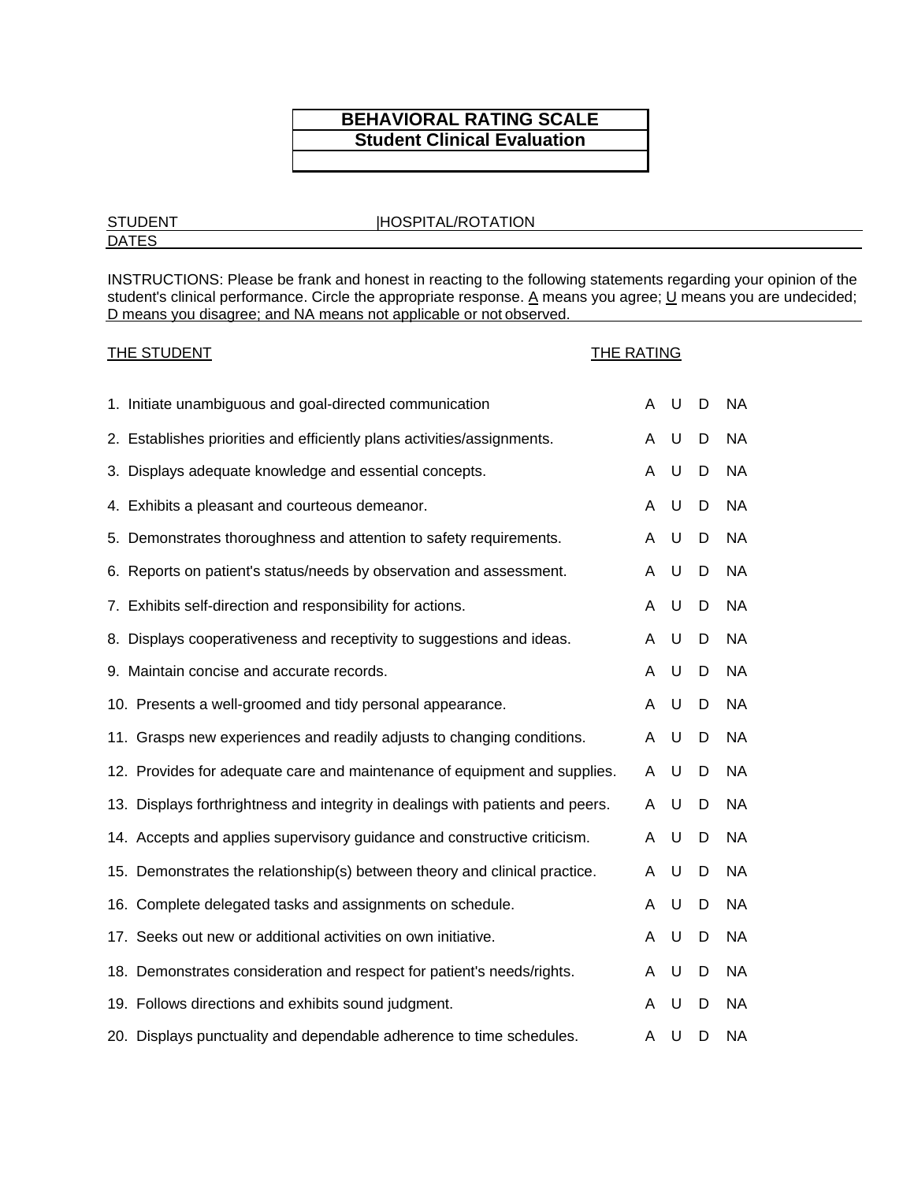# BEHAVIORAL RATING SCALE
## Student Clinical Evaluation

STUDENT |HOSPITAL/ROTATION
DATES

INSTRUCTIONS: Please be frank and honest in reacting to the following statements regarding your opinion of the student's clinical performance. Circle the appropriate response. A means you agree; U means you are undecided; D means you disagree; and NA means not applicable or not observed.

| THE STUDENT | THE RATING | | | |
|---|---|---|---|---|
| 1. Initiate unambiguous and goal-directed communication | A | U | D | NA |
| 2. Establishes priorities and efficiently plans activities/assignments. | A | U | D | NA |
| 3. Displays adequate knowledge and essential concepts. | A | U | D | NA |
| 4. Exhibits a pleasant and courteous demeanor. | A | U | D | NA |
| 5. Demonstrates thoroughness and attention to safety requirements. | A | U | D | NA |
| 6. Reports on patient's status/needs by observation and assessment. | A | U | D | NA |
| 7. Exhibits self-direction and responsibility for actions. | A | U | D | NA |
| 8. Displays cooperativeness and receptivity to suggestions and ideas. | A | U | D | NA |
| 9. Maintain concise and accurate records. | A | U | D | NA |
| 10. Presents a well-groomed and tidy personal appearance. | A | U | D | NA |
| 11. Grasps new experiences and readily adjusts to changing conditions. | A | U | D | NA |
| 12. Provides for adequate care and maintenance of equipment and supplies. | A | U | D | NA |
| 13. Displays forthrightness and integrity in dealings with patients and peers. | A | U | D | NA |
| 14. Accepts and applies supervisory guidance and constructive criticism. | A | U | D | NA |
| 15. Demonstrates the relationship(s) between theory and clinical practice. | A | U | D | NA |
| 16. Complete delegated tasks and assignments on schedule. | A | U | D | NA |
| 17. Seeks out new or additional activities on own initiative. | A | U | D | NA |
| 18. Demonstrates consideration and respect for patient's needs/rights. | A | U | D | NA |
| 19. Follows directions and exhibits sound judgment. | A | U | D | NA |
| 20. Displays punctuality and dependable adherence to time schedules. | A | U | D | NA |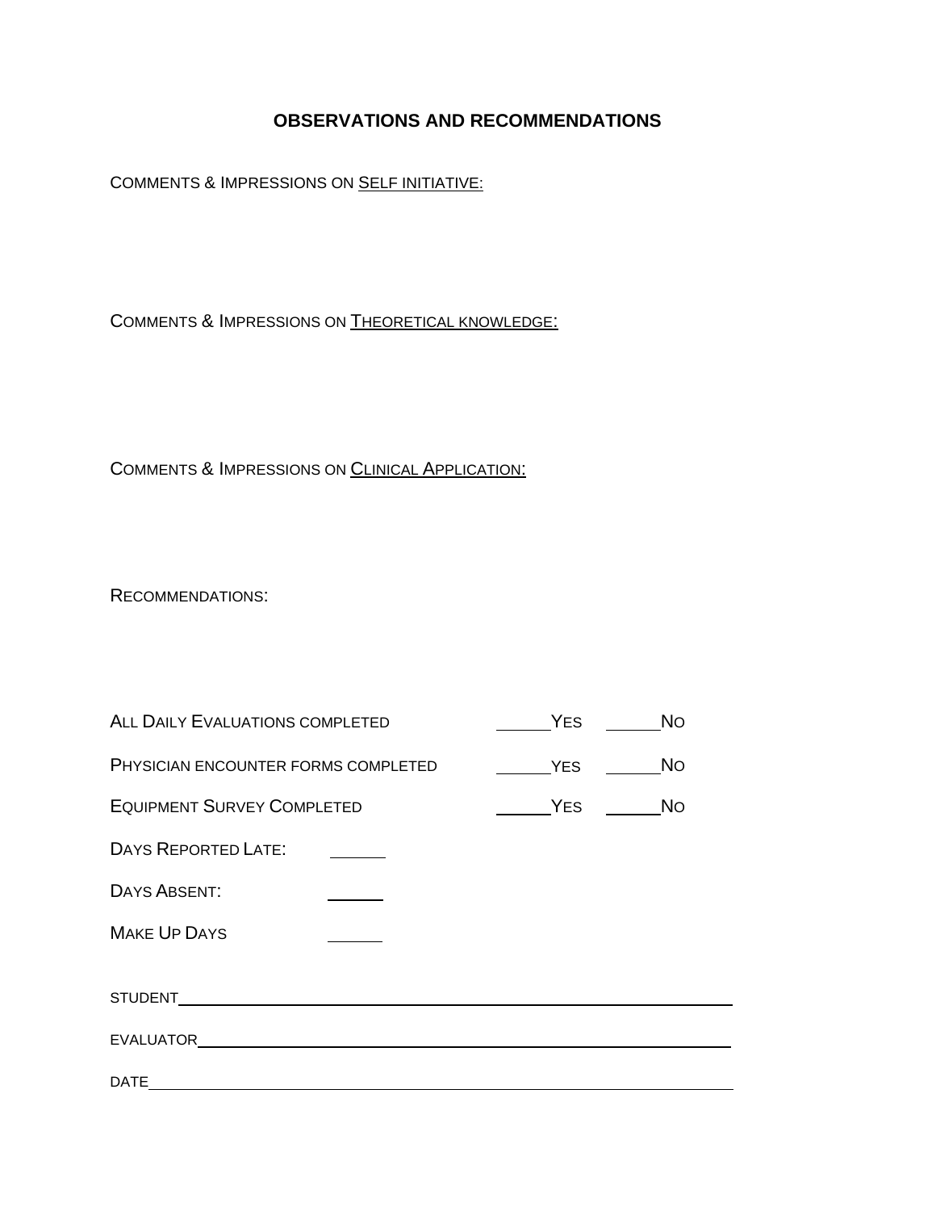## OBSERVATIONS AND RECOMMENDATIONS

COMMENTS & IMPRESSIONS ON <u>SELF INITIATIVE:</u>

COMMENTS & IMPRESSIONS ON <u>THEORETICAL KNOWLEDGE:</u>

COMMENTS & IMPRESSIONS ON <u>CLINICAL APPLICATION:</u>

RECOMMENDATIONS:

ALL DAILY EVALUATIONS COMPLETED ______YES ______NO

PHYSICIAN ENCOUNTER FORMS COMPLETED ______YES ______NO

EQUIPMENT SURVEY COMPLETED ______YES ______NO

DAYS REPORTED LATE: ______

DAYS ABSENT: ______

MAKE UP DAYS ______

STUDENT________________________________________________________________

EVALUATOR______________________________________________________________

DATE___________________________________________________________________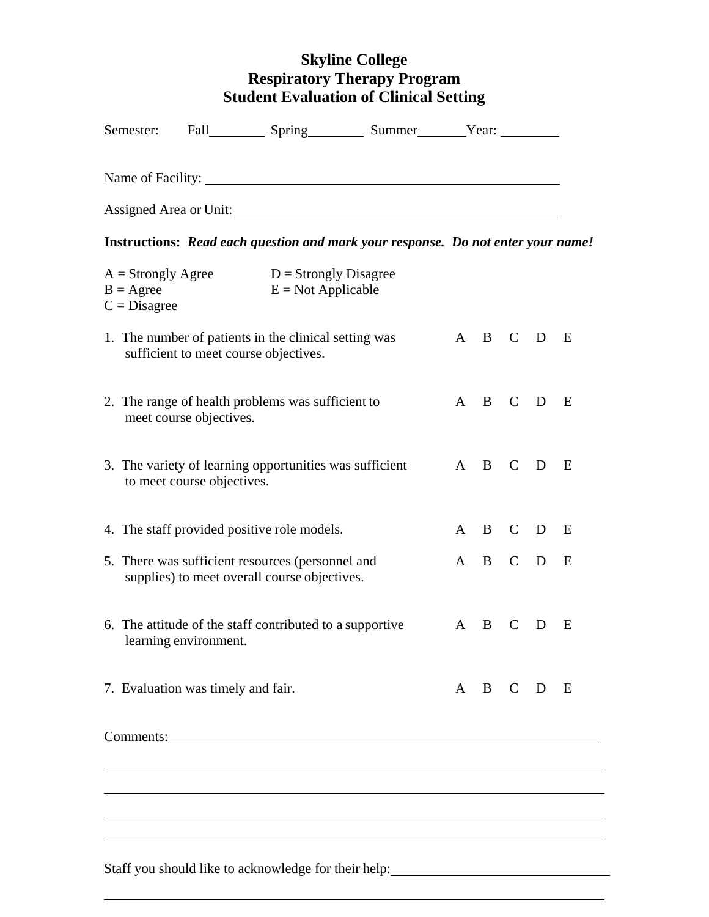# Skyline College
## Respiratory Therapy Program
## Student Evaluation of Clinical Setting

Semester: Fall________ Spring________ Summer_______ Year: ________

Name of Facility: ____________________________________________________

Assigned Area or Unit: ________________________________________________

**Instructions:** ***Read each question and mark your response. Do not enter your name!***

A = Strongly Agree
B = Agree
C = Disagree
D = Strongly Disagree
E = Not Applicable

1. The number of patients in the clinical setting was sufficient to meet course objectives. A B C D E

2. The range of health problems was sufficient to meet course objectives. A B C D E

3. The variety of learning opportunities was sufficient to meet course objectives. A B C D E

4. The staff provided positive role models. A B C D E

5. There was sufficient resources (personnel and supplies) to meet overall course objectives. A B C D E

6. The attitude of the staff contributed to a supportive learning environment. A B C D E

7. Evaluation was timely and fair. A B C D E

Comments: ______________________________________________________________

________________________________________________________________________

________________________________________________________________________

________________________________________________________________________

________________________________________________________________________

Staff you should like to acknowledge for their help: ________________________________

________________________________________________________________________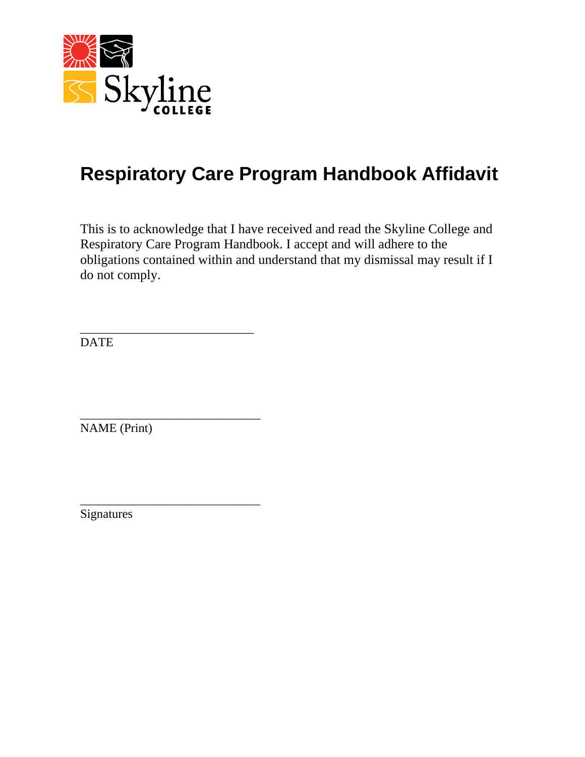Skyline COLLEGE

# Respiratory Care Program Handbook Affidavit

This is to acknowledge that I have received and read the Skyline College and Respiratory Care Program Handbook. I accept and will adhere to the obligations contained within and understand that my dismissal may result if I do not comply.

___________________________

DATE

____________________________

NAME (Print)

____________________________

Signatures